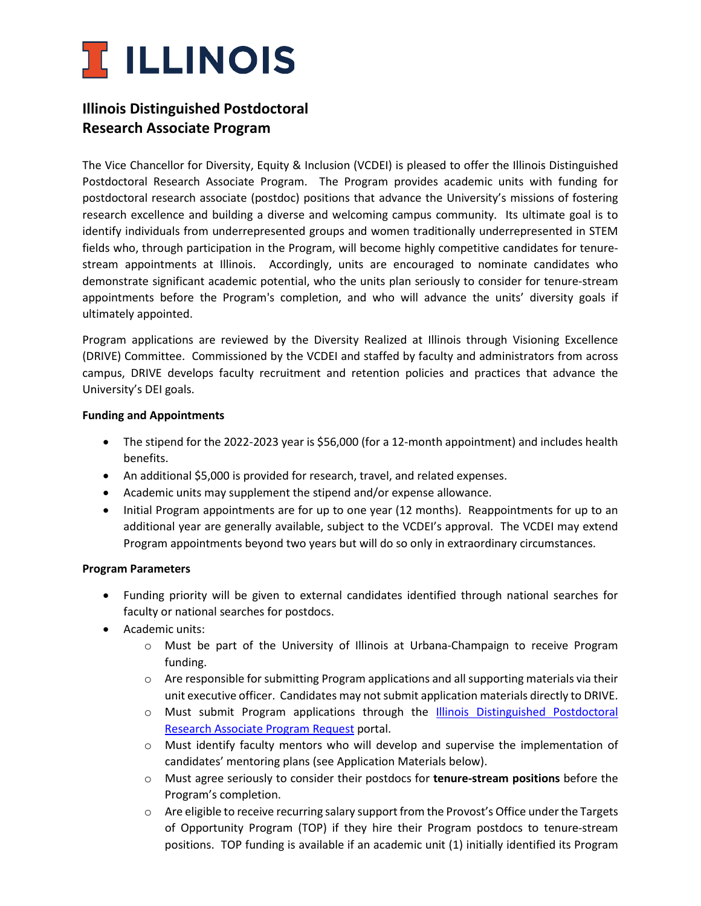# ILLINOIS

## Illinois Distinguished Postdoctoral Research Associate Program

The Vice Chancellor for Diversity, Equity & Inclusion (VCDEI) is pleased to offer the Illinois Distinguished Postdoctoral Research Associate Program. The Program provides academic units with funding for postdoctoral research associate (postdoc) positions that advance the University's missions of fostering research excellence and building a diverse and welcoming campus community. Its ultimate goal is to identify individuals from underrepresented groups and women traditionally underrepresented in STEM fields who, through participation in the Program, will become highly competitive candidates for tenure-stream appointments at Illinois. Accordingly, units are encouraged to nominate candidates who demonstrate significant academic potential, who the units plan seriously to consider for tenure-stream appointments before the Program's completion, and who will advance the units' diversity goals if ultimately appointed.

Program applications are reviewed by the Diversity Realized at Illinois through Visioning Excellence (DRIVE) Committee. Commissioned by the VCDEI and staffed by faculty and administrators from across campus, DRIVE develops faculty recruitment and retention policies and practices that advance the University's DEI goals.

**Funding and Appointments**

- The stipend for the 2022-2023 year is $56,000 (for a 12-month appointment) and includes health benefits.
- An additional $5,000 is provided for research, travel, and related expenses.
- Academic units may supplement the stipend and/or expense allowance.
- Initial Program appointments are for up to one year (12 months). Reappointments for up to an additional year are generally available, subject to the VCDEI's approval. The VCDEI may extend Program appointments beyond two years but will do so only in extraordinary circumstances.

**Program Parameters**

- Funding priority will be given to external candidates identified through national searches for faculty or national searches for postdocs.
- Academic units:
  - Must be part of the University of Illinois at Urbana-Champaign to receive Program funding.
  - Are responsible for submitting Program applications and all supporting materials via their unit executive officer. Candidates may not submit application materials directly to DRIVE.
  - Must submit Program applications through the Illinois Distinguished Postdoctoral Research Associate Program Request portal.
  - Must identify faculty mentors who will develop and supervise the implementation of candidates' mentoring plans (see Application Materials below).
  - Must agree seriously to consider their postdocs for **tenure-stream positions** before the Program's completion.
  - Are eligible to receive recurring salary support from the Provost's Office under the Targets of Opportunity Program (TOP) if they hire their Program postdocs to tenure-stream positions. TOP funding is available if an academic unit (1) initially identified its Program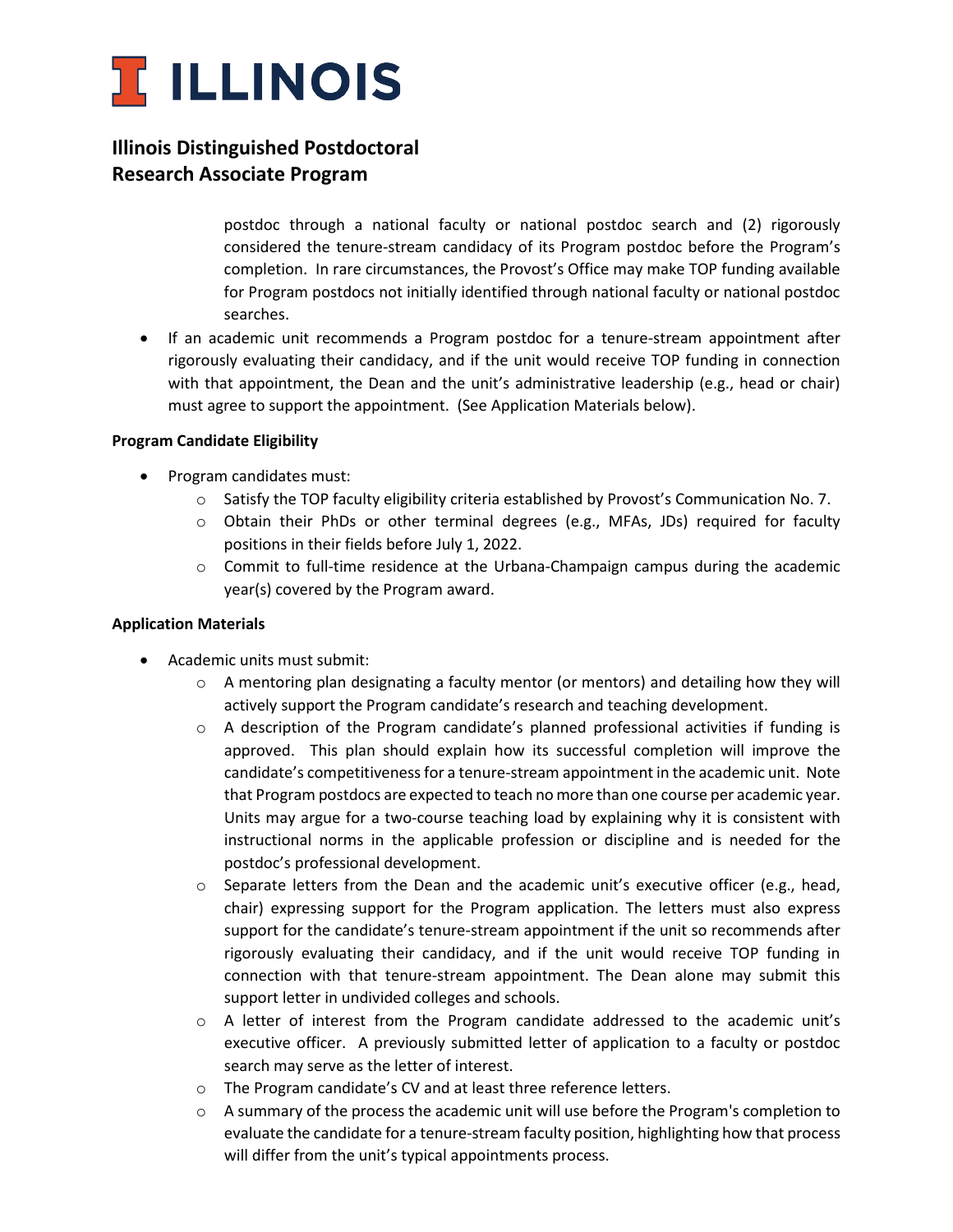postdoc through a national faculty or national postdoc search and (2) rigorously considered the tenure-stream candidacy of its Program postdoc before the Program's completion. In rare circumstances, the Provost's Office may make TOP funding available for Program postdocs not initially identified through national faculty or national postdoc searches.

- If an academic unit recommends a Program postdoc for a tenure-stream appointment after rigorously evaluating their candidacy, and if the unit would receive TOP funding in connection with that appointment, the Dean and the unit's administrative leadership (e.g., head or chair) must agree to support the appointment. (See Application Materials below).

**Program Candidate Eligibility**

- Program candidates must:
  - Satisfy the TOP faculty eligibility criteria established by Provost's Communication No. 7.
  - Obtain their PhDs or other terminal degrees (e.g., MFAs, JDs) required for faculty positions in their fields before July 1, 2022.
  - Commit to full-time residence at the Urbana-Champaign campus during the academic year(s) covered by the Program award.

**Application Materials**

- Academic units must submit:
  - A mentoring plan designating a faculty mentor (or mentors) and detailing how they will actively support the Program candidate's research and teaching development.
  - A description of the Program candidate's planned professional activities if funding is approved. This plan should explain how its successful completion will improve the candidate's competitiveness for a tenure-stream appointment in the academic unit. Note that Program postdocs are expected to teach no more than one course per academic year. Units may argue for a two-course teaching load by explaining why it is consistent with instructional norms in the applicable profession or discipline and is needed for the postdoc's professional development.
  - Separate letters from the Dean and the academic unit's executive officer (e.g., head, chair) expressing support for the Program application. The letters must also express support for the candidate's tenure-stream appointment if the unit so recommends after rigorously evaluating their candidacy, and if the unit would receive TOP funding in connection with that tenure-stream appointment. The Dean alone may submit this support letter in undivided colleges and schools.
  - A letter of interest from the Program candidate addressed to the academic unit's executive officer. A previously submitted letter of application to a faculty or postdoc search may serve as the letter of interest.
  - The Program candidate's CV and at least three reference letters.
  - A summary of the process the academic unit will use before the Program's completion to evaluate the candidate for a tenure-stream faculty position, highlighting how that process will differ from the unit's typical appointments process.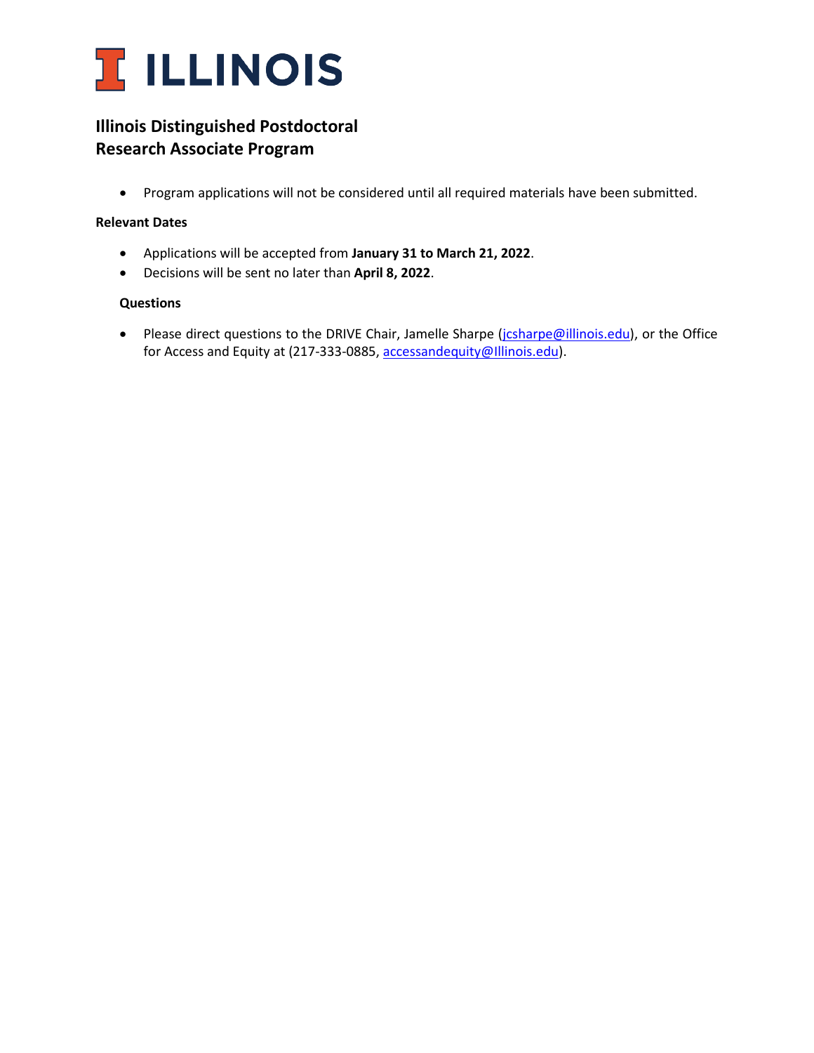ILLINOIS

## Illinois Distinguished Postdoctoral Research Associate Program

- Program applications will not be considered until all required materials have been submitted.

**Relevant Dates**

- Applications will be accepted from **January 31 to March 21, 2022**.
- Decisions will be sent no later than **April 8, 2022**.

**Questions**

- Please direct questions to the DRIVE Chair, Jamelle Sharpe (jcsharpe@illinois.edu), or the Office for Access and Equity at (217-333-0885, accessandequity@Illinois.edu).